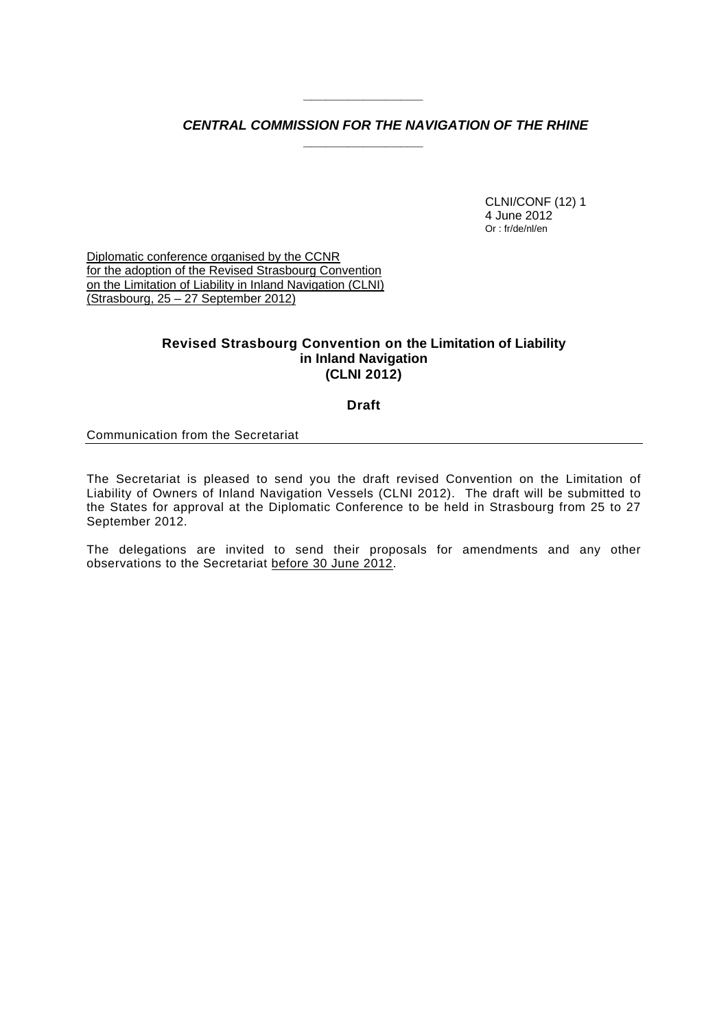***CENTRAL COMMISSION FOR THE NAVIGATION OF THE RHINE***

CLNI/CONF (12) 1
4 June 2012
Or : fr/de/nl/en

Diplomatic conference organised by the CCNR
for the adoption of the Revised Strasbourg Convention
on the Limitation of Liability in Inland Navigation (CLNI)
(Strasbourg, 25 – 27 September 2012)

# Revised Strasbourg Convention on the Limitation of Liability in Inland Navigation (CLNI 2012)

## Draft

Communication from the Secretariat

The Secretariat is pleased to send you the draft revised Convention on the Limitation of Liability of Owners of Inland Navigation Vessels (CLNI 2012). The draft will be submitted to the States for approval at the Diplomatic Conference to be held in Strasbourg from 25 to 27 September 2012.

The delegations are invited to send their proposals for amendments and any other observations to the Secretariat before 30 June 2012.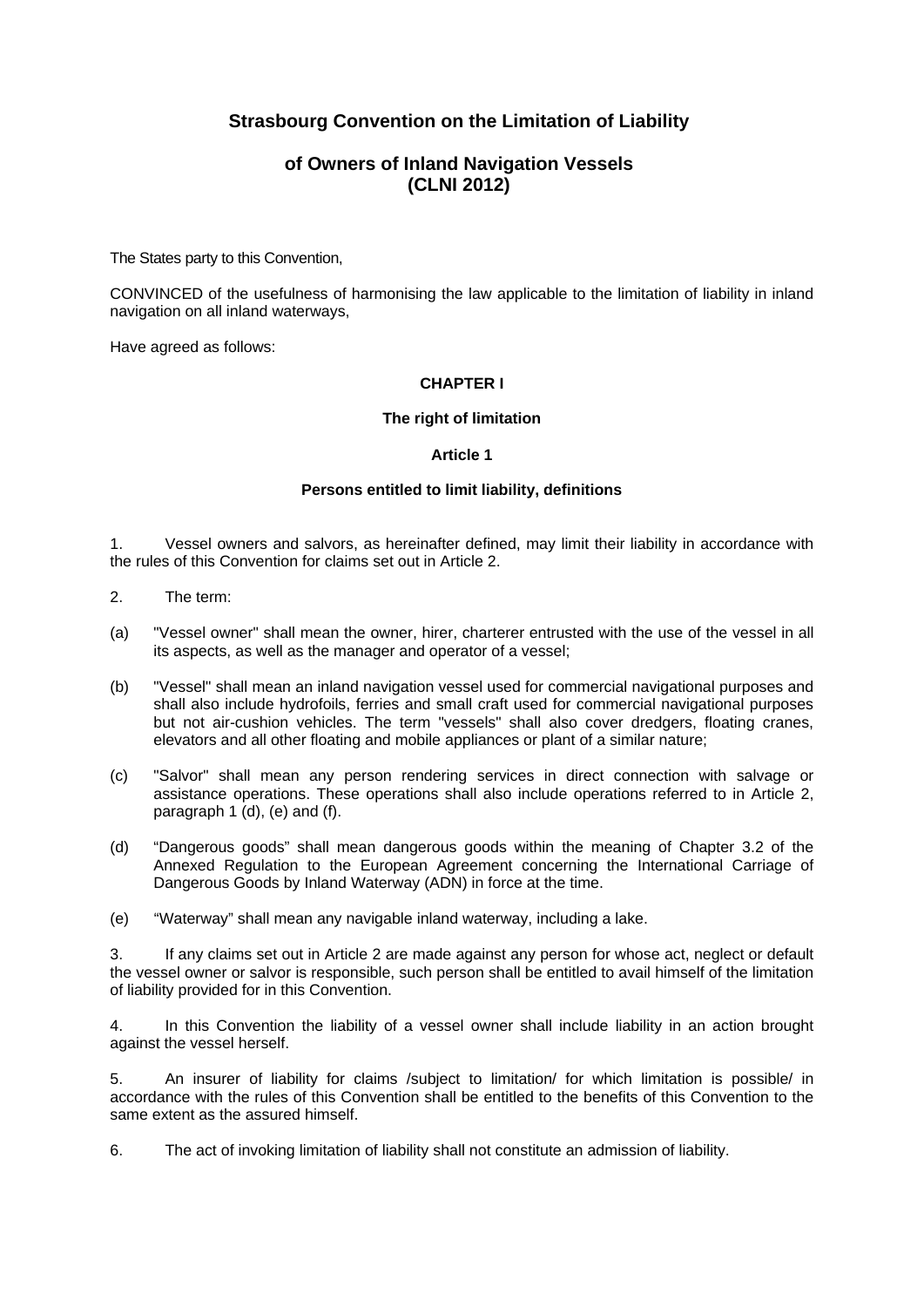# Strasbourg Convention on the Limitation of Liability

# of Owners of Inland Navigation Vessels (CLNI 2012)

The States party to this Convention,

CONVINCED of the usefulness of harmonising the law applicable to the limitation of liability in inland navigation on all inland waterways,

Have agreed as follows:

## CHAPTER I

### The right of limitation

#### Article 1

#### Persons entitled to limit liability, definitions

1. Vessel owners and salvors, as hereinafter defined, may limit their liability in accordance with the rules of this Convention for claims set out in Article 2.

2. The term:

(a) "Vessel owner" shall mean the owner, hirer, charterer entrusted with the use of the vessel in all its aspects, as well as the manager and operator of a vessel;

(b) "Vessel" shall mean an inland navigation vessel used for commercial navigational purposes and shall also include hydrofoils, ferries and small craft used for commercial navigational purposes but not air-cushion vehicles. The term "vessels" shall also cover dredgers, floating cranes, elevators and all other floating and mobile appliances or plant of a similar nature;

(c) "Salvor" shall mean any person rendering services in direct connection with salvage or assistance operations. These operations shall also include operations referred to in Article 2, paragraph 1 (d), (e) and (f).

(d) "Dangerous goods" shall mean dangerous goods within the meaning of Chapter 3.2 of the Annexed Regulation to the European Agreement concerning the International Carriage of Dangerous Goods by Inland Waterway (ADN) in force at the time.

(e) "Waterway" shall mean any navigable inland waterway, including a lake.

3. If any claims set out in Article 2 are made against any person for whose act, neglect or default the vessel owner or salvor is responsible, such person shall be entitled to avail himself of the limitation of liability provided for in this Convention.

4. In this Convention the liability of a vessel owner shall include liability in an action brought against the vessel herself.

5. An insurer of liability for claims /subject to limitation/ for which limitation is possible/ in accordance with the rules of this Convention shall be entitled to the benefits of this Convention to the same extent as the assured himself.

6. The act of invoking limitation of liability shall not constitute an admission of liability.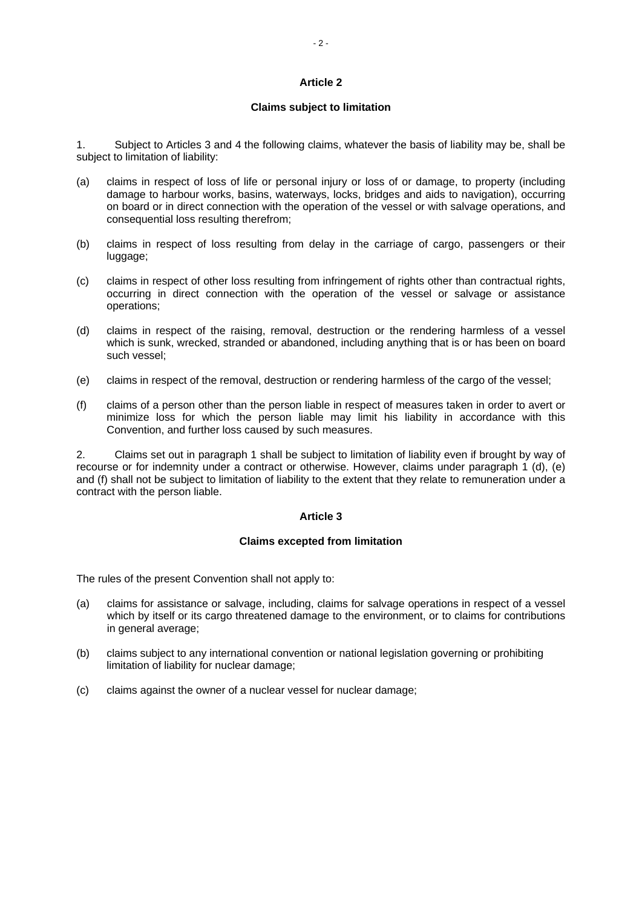## Article 2

### Claims subject to limitation

1. Subject to Articles 3 and 4 the following claims, whatever the basis of liability may be, shall be subject to limitation of liability:

(a) claims in respect of loss of life or personal injury or loss of or damage, to property (including damage to harbour works, basins, waterways, locks, bridges and aids to navigation), occurring on board or in direct connection with the operation of the vessel or with salvage operations, and consequential loss resulting therefrom;

(b) claims in respect of loss resulting from delay in the carriage of cargo, passengers or their luggage;

(c) claims in respect of other loss resulting from infringement of rights other than contractual rights, occurring in direct connection with the operation of the vessel or salvage or assistance operations;

(d) claims in respect of the raising, removal, destruction or the rendering harmless of a vessel which is sunk, wrecked, stranded or abandoned, including anything that is or has been on board such vessel;

(e) claims in respect of the removal, destruction or rendering harmless of the cargo of the vessel;

(f) claims of a person other than the person liable in respect of measures taken in order to avert or minimize loss for which the person liable may limit his liability in accordance with this Convention, and further loss caused by such measures.

2. Claims set out in paragraph 1 shall be subject to limitation of liability even if brought by way of recourse or for indemnity under a contract or otherwise. However, claims under paragraph 1 (d), (e) and (f) shall not be subject to limitation of liability to the extent that they relate to remuneration under a contract with the person liable.

## Article 3

### Claims excepted from limitation

The rules of the present Convention shall not apply to:

(a) claims for assistance or salvage, including, claims for salvage operations in respect of a vessel which by itself or its cargo threatened damage to the environment, or to claims for contributions in general average;

(b) claims subject to any international convention or national legislation governing or prohibiting limitation of liability for nuclear damage;

(c) claims against the owner of a nuclear vessel for nuclear damage;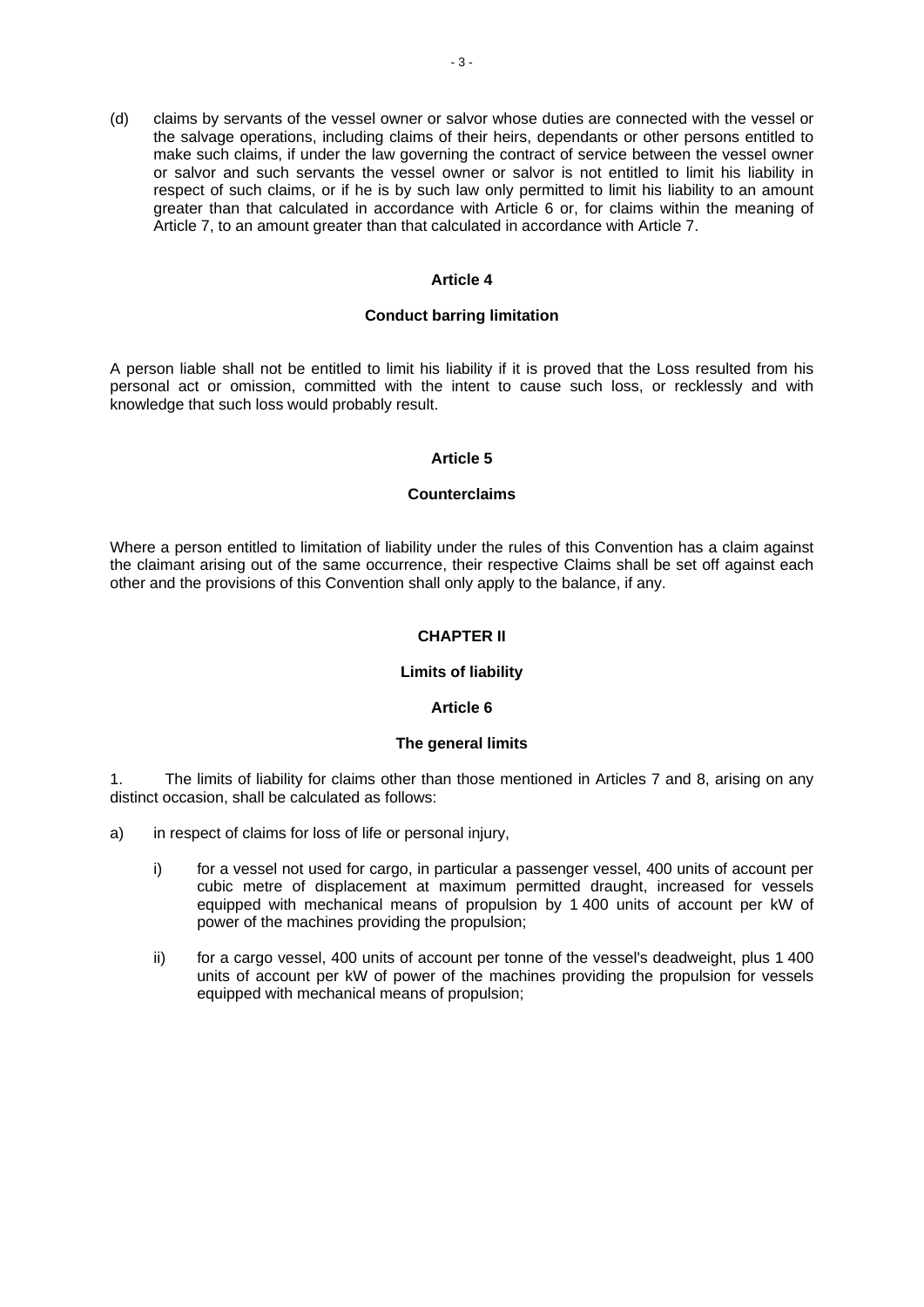(d) claims by servants of the vessel owner or salvor whose duties are connected with the vessel or the salvage operations, including claims of their heirs, dependants or other persons entitled to make such claims, if under the law governing the contract of service between the vessel owner or salvor and such servants the vessel owner or salvor is not entitled to limit his liability in respect of such claims, or if he is by such law only permitted to limit his liability to an amount greater than that calculated in accordance with Article 6 or, for claims within the meaning of Article 7, to an amount greater than that calculated in accordance with Article 7.

### Article 4

### Conduct barring limitation

A person liable shall not be entitled to limit his liability if it is proved that the Loss resulted from his personal act or omission, committed with the intent to cause such loss, or recklessly and with knowledge that such loss would probably result.

### Article 5

### Counterclaims

Where a person entitled to limitation of liability under the rules of this Convention has a claim against the claimant arising out of the same occurrence, their respective Claims shall be set off against each other and the provisions of this Convention shall only apply to the balance, if any.

## CHAPTER II

## Limits of liability

### Article 6

### The general limits

1. The limits of liability for claims other than those mentioned in Articles 7 and 8, arising on any distinct occasion, shall be calculated as follows:

a) in respect of claims for loss of life or personal injury,

   i) for a vessel not used for cargo, in particular a passenger vessel, 400 units of account per cubic metre of displacement at maximum permitted draught, increased for vessels equipped with mechanical means of propulsion by 1 400 units of account per kW of power of the machines providing the propulsion;

   ii) for a cargo vessel, 400 units of account per tonne of the vessel's deadweight, plus 1 400 units of account per kW of power of the machines providing the propulsion for vessels equipped with mechanical means of propulsion;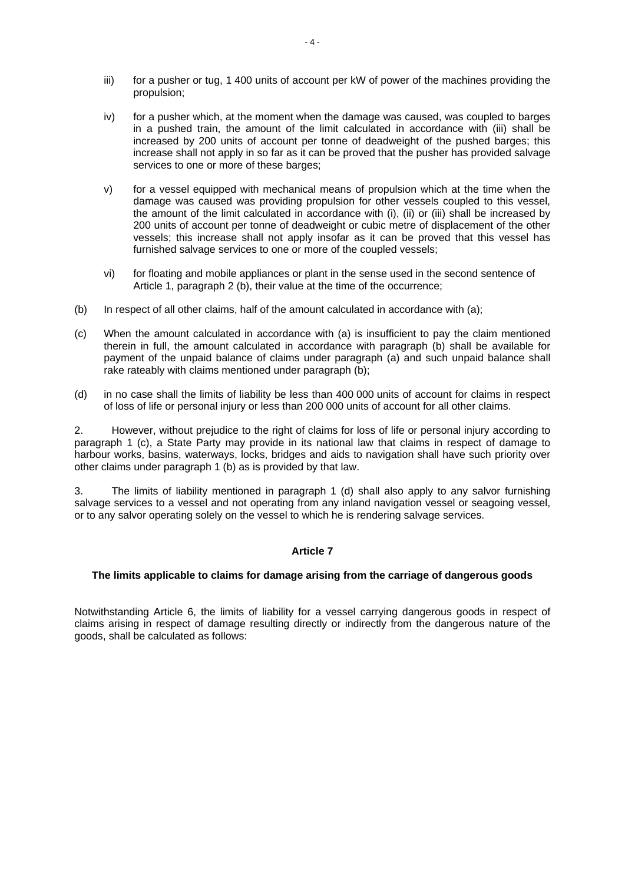iii) for a pusher or tug, 1 400 units of account per kW of power of the machines providing the propulsion;

iv) for a pusher which, at the moment when the damage was caused, was coupled to barges in a pushed train, the amount of the limit calculated in accordance with (iii) shall be increased by 200 units of account per tonne of deadweight of the pushed barges; this increase shall not apply in so far as it can be proved that the pusher has provided salvage services to one or more of these barges;

v) for a vessel equipped with mechanical means of propulsion which at the time when the damage was caused was providing propulsion for other vessels coupled to this vessel, the amount of the limit calculated in accordance with (i), (ii) or (iii) shall be increased by 200 units of account per tonne of deadweight or cubic metre of displacement of the other vessels; this increase shall not apply insofar as it can be proved that this vessel has furnished salvage services to one or more of the coupled vessels;

vi) for floating and mobile appliances or plant in the sense used in the second sentence of Article 1, paragraph 2 (b), their value at the time of the occurrence;

(b) In respect of all other claims, half of the amount calculated in accordance with (a);

(c) When the amount calculated in accordance with (a) is insufficient to pay the claim mentioned therein in full, the amount calculated in accordance with paragraph (b) shall be available for payment of the unpaid balance of claims under paragraph (a) and such unpaid balance shall rake rateably with claims mentioned under paragraph (b);

(d) in no case shall the limits of liability be less than 400 000 units of account for claims in respect of loss of life or personal injury or less than 200 000 units of account for all other claims.

2. However, without prejudice to the right of claims for loss of life or personal injury according to paragraph 1 (c), a State Party may provide in its national law that claims in respect of damage to harbour works, basins, waterways, locks, bridges and aids to navigation shall have such priority over other claims under paragraph 1 (b) as is provided by that law.

3. The limits of liability mentioned in paragraph 1 (d) shall also apply to any salvor furnishing salvage services to a vessel and not operating from any inland navigation vessel or seagoing vessel, or to any salvor operating solely on the vessel to which he is rendering salvage services.

## Article 7

### The limits applicable to claims for damage arising from the carriage of dangerous goods

Notwithstanding Article 6, the limits of liability for a vessel carrying dangerous goods in respect of claims arising in respect of damage resulting directly or indirectly from the dangerous nature of the goods, shall be calculated as follows: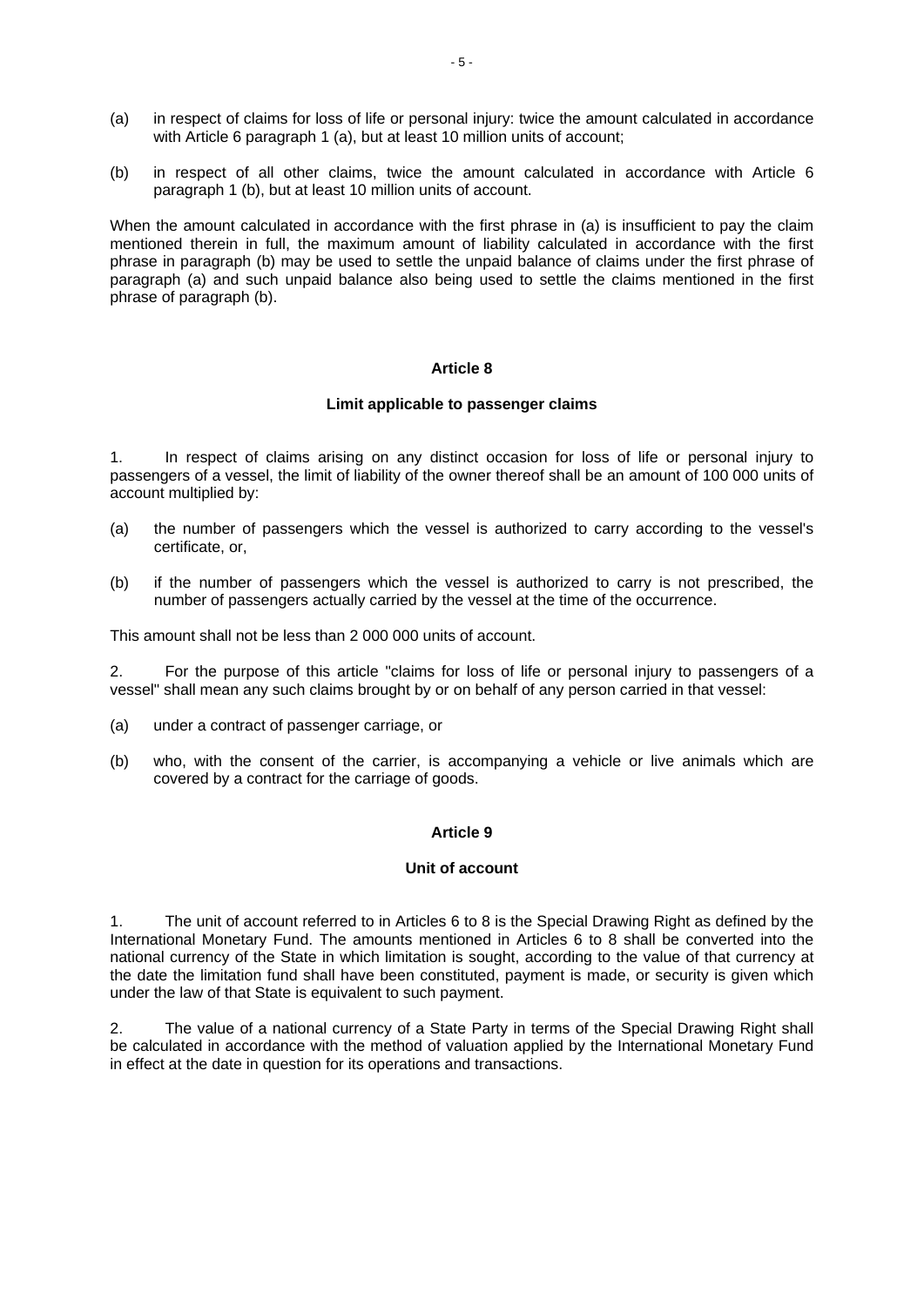(a) in respect of claims for loss of life or personal injury: twice the amount calculated in accordance with Article 6 paragraph 1 (a), but at least 10 million units of account;

(b) in respect of all other claims, twice the amount calculated in accordance with Article 6 paragraph 1 (b), but at least 10 million units of account.

When the amount calculated in accordance with the first phrase in (a) is insufficient to pay the claim mentioned therein in full, the maximum amount of liability calculated in accordance with the first phrase in paragraph (b) may be used to settle the unpaid balance of claims under the first phrase of paragraph (a) and such unpaid balance also being used to settle the claims mentioned in the first phrase of paragraph (b).

### Article 8

#### Limit applicable to passenger claims

1. In respect of claims arising on any distinct occasion for loss of life or personal injury to passengers of a vessel, the limit of liability of the owner thereof shall be an amount of 100 000 units of account multiplied by:

(a) the number of passengers which the vessel is authorized to carry according to the vessel's certificate, or,

(b) if the number of passengers which the vessel is authorized to carry is not prescribed, the number of passengers actually carried by the vessel at the time of the occurrence.

This amount shall not be less than 2 000 000 units of account.

2. For the purpose of this article "claims for loss of life or personal injury to passengers of a vessel" shall mean any such claims brought by or on behalf of any person carried in that vessel:

(a) under a contract of passenger carriage, or

(b) who, with the consent of the carrier, is accompanying a vehicle or live animals which are covered by a contract for the carriage of goods.

### Article 9

#### Unit of account

1. The unit of account referred to in Articles 6 to 8 is the Special Drawing Right as defined by the International Monetary Fund. The amounts mentioned in Articles 6 to 8 shall be converted into the national currency of the State in which limitation is sought, according to the value of that currency at the date the limitation fund shall have been constituted, payment is made, or security is given which under the law of that State is equivalent to such payment.

2. The value of a national currency of a State Party in terms of the Special Drawing Right shall be calculated in accordance with the method of valuation applied by the International Monetary Fund in effect at the date in question for its operations and transactions.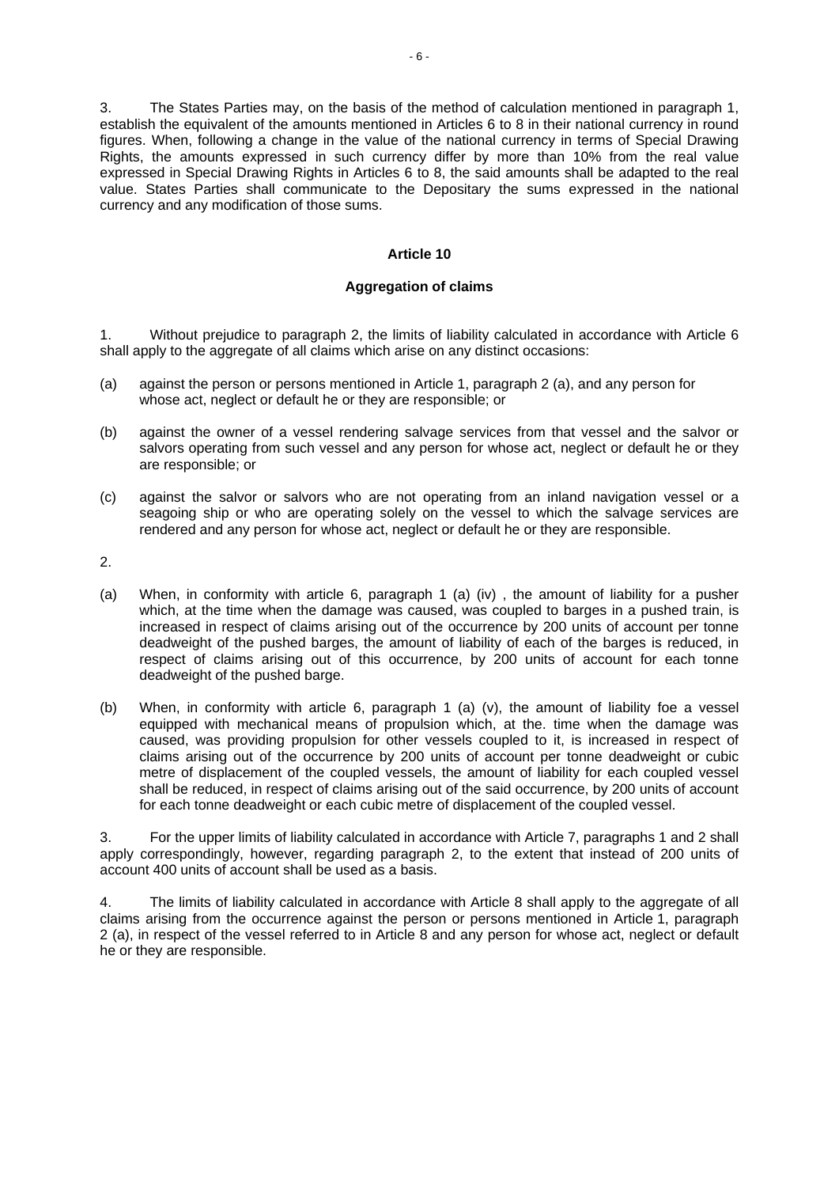3. The States Parties may, on the basis of the method of calculation mentioned in paragraph 1, establish the equivalent of the amounts mentioned in Articles 6 to 8 in their national currency in round figures. When, following a change in the value of the national currency in terms of Special Drawing Rights, the amounts expressed in such currency differ by more than 10% from the real value expressed in Special Drawing Rights in Articles 6 to 8, the said amounts shall be adapted to the real value. States Parties shall communicate to the Depositary the sums expressed in the national currency and any modification of those sums.

## Article 10

### Aggregation of claims

1. Without prejudice to paragraph 2, the limits of liability calculated in accordance with Article 6 shall apply to the aggregate of all claims which arise on any distinct occasions:

(a) against the person or persons mentioned in Article 1, paragraph 2 (a), and any person for whose act, neglect or default he or they are responsible; or

(b) against the owner of a vessel rendering salvage services from that vessel and the salvor or salvors operating from such vessel and any person for whose act, neglect or default he or they are responsible; or

(c) against the salvor or salvors who are not operating from an inland navigation vessel or a seagoing ship or who are operating solely on the vessel to which the salvage services are rendered and any person for whose act, neglect or default he or they are responsible.

2.

(a) When, in conformity with article 6, paragraph 1 (a) (iv) , the amount of liability for a pusher which, at the time when the damage was caused, was coupled to barges in a pushed train, is increased in respect of claims arising out of the occurrence by 200 units of account per tonne deadweight of the pushed barges, the amount of liability of each of the barges is reduced, in respect of claims arising out of this occurrence, by 200 units of account for each tonne deadweight of the pushed barge.

(b) When, in conformity with article 6, paragraph 1 (a) (v), the amount of liability foe a vessel equipped with mechanical means of propulsion which, at the. time when the damage was caused, was providing propulsion for other vessels coupled to it, is increased in respect of claims arising out of the occurrence by 200 units of account per tonne deadweight or cubic metre of displacement of the coupled vessels, the amount of liability for each coupled vessel shall be reduced, in respect of claims arising out of the said occurrence, by 200 units of account for each tonne deadweight or each cubic metre of displacement of the coupled vessel.

3. For the upper limits of liability calculated in accordance with Article 7, paragraphs 1 and 2 shall apply correspondingly, however, regarding paragraph 2, to the extent that instead of 200 units of account 400 units of account shall be used as a basis.

4. The limits of liability calculated in accordance with Article 8 shall apply to the aggregate of all claims arising from the occurrence against the person or persons mentioned in Article 1, paragraph 2 (a), in respect of the vessel referred to in Article 8 and any person for whose act, neglect or default he or they are responsible.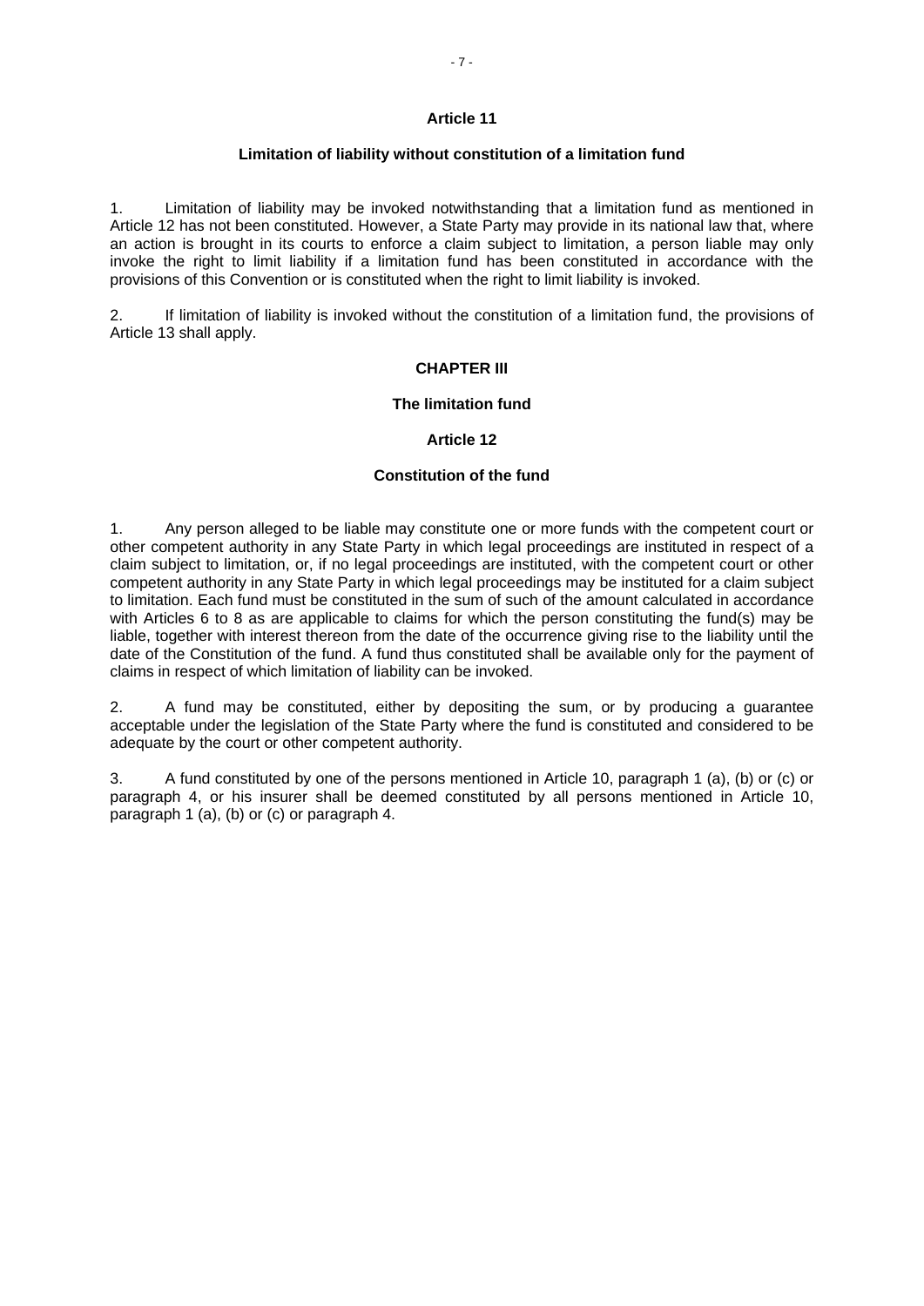## Article 11

### Limitation of liability without constitution of a limitation fund

1. Limitation of liability may be invoked notwithstanding that a limitation fund as mentioned in Article 12 has not been constituted. However, a State Party may provide in its national law that, where an action is brought in its courts to enforce a claim subject to limitation, a person liable may only invoke the right to limit liability if a limitation fund has been constituted in accordance with the provisions of this Convention or is constituted when the right to limit liability is invoked.

2. If limitation of liability is invoked without the constitution of a limitation fund, the provisions of Article 13 shall apply.

# CHAPTER III

# The limitation fund

## Article 12

### Constitution of the fund

1. Any person alleged to be liable may constitute one or more funds with the competent court or other competent authority in any State Party in which legal proceedings are instituted in respect of a claim subject to limitation, or, if no legal proceedings are instituted, with the competent court or other competent authority in any State Party in which legal proceedings may be instituted for a claim subject to limitation. Each fund must be constituted in the sum of such of the amount calculated in accordance with Articles 6 to 8 as are applicable to claims for which the person constituting the fund(s) may be liable, together with interest thereon from the date of the occurrence giving rise to the liability until the date of the Constitution of the fund. A fund thus constituted shall be available only for the payment of claims in respect of which limitation of liability can be invoked.

2. A fund may be constituted, either by depositing the sum, or by producing a guarantee acceptable under the legislation of the State Party where the fund is constituted and considered to be adequate by the court or other competent authority.

3. A fund constituted by one of the persons mentioned in Article 10, paragraph 1 (a), (b) or (c) or paragraph 4, or his insurer shall be deemed constituted by all persons mentioned in Article 10, paragraph 1 (a), (b) or (c) or paragraph 4.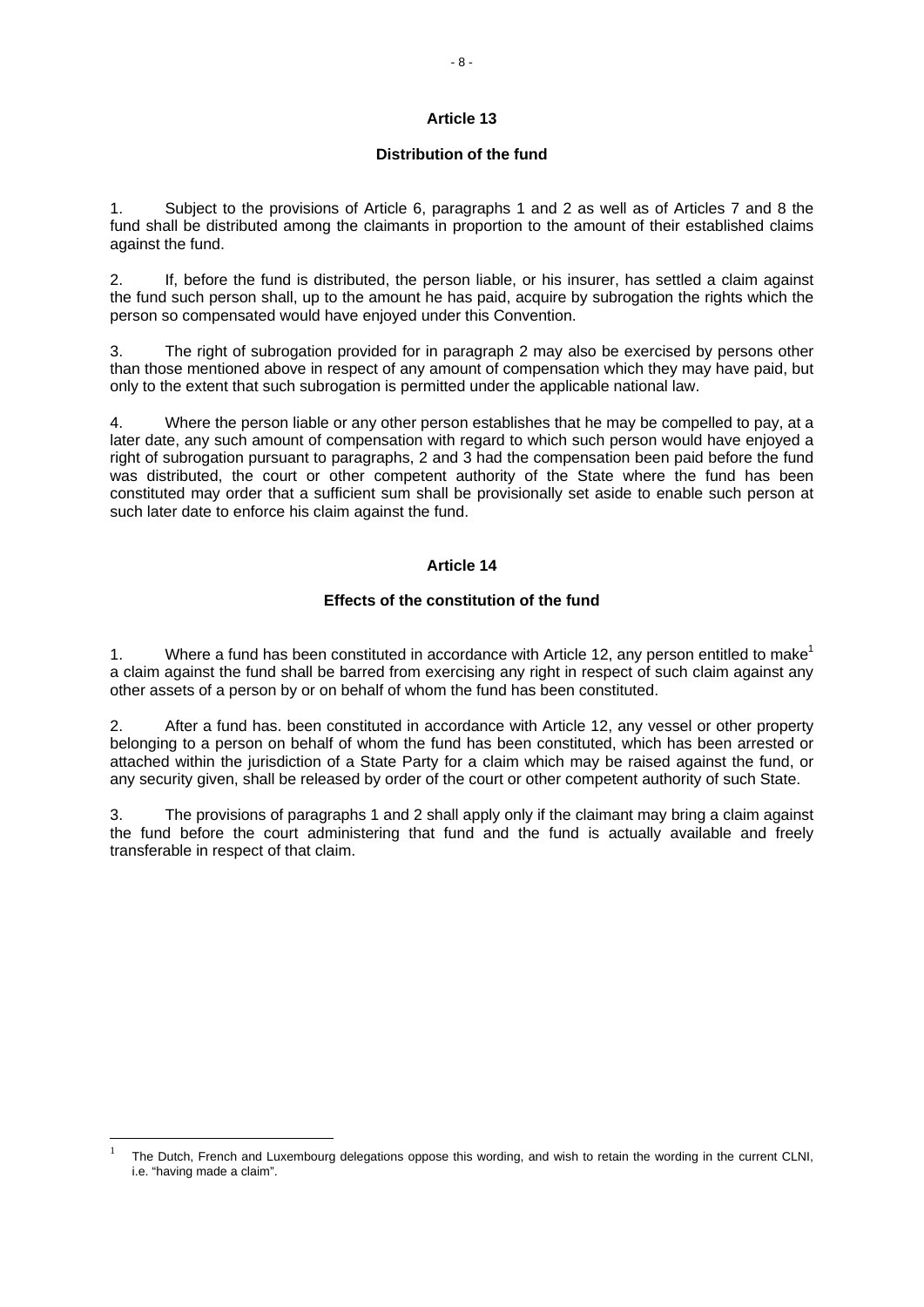## Article 13

### Distribution of the fund

1. Subject to the provisions of Article 6, paragraphs 1 and 2 as well as of Articles 7 and 8 the fund shall be distributed among the claimants in proportion to the amount of their established claims against the fund.

2. If, before the fund is distributed, the person liable, or his insurer, has settled a claim against the fund such person shall, up to the amount he has paid, acquire by subrogation the rights which the person so compensated would have enjoyed under this Convention.

3. The right of subrogation provided for in paragraph 2 may also be exercised by persons other than those mentioned above in respect of any amount of compensation which they may have paid, but only to the extent that such subrogation is permitted under the applicable national law.

4. Where the person liable or any other person establishes that he may be compelled to pay, at a later date, any such amount of compensation with regard to which such person would have enjoyed a right of subrogation pursuant to paragraphs, 2 and 3 had the compensation been paid before the fund was distributed, the court or other competent authority of the State where the fund has been constituted may order that a sufficient sum shall be provisionally set aside to enable such person at such later date to enforce his claim against the fund.

## Article 14

### Effects of the constitution of the fund

1. Where a fund has been constituted in accordance with Article 12, any person entitled to make[1] a claim against the fund shall be barred from exercising any right in respect of such claim against any other assets of a person by or on behalf of whom the fund has been constituted.

2. After a fund has. been constituted in accordance with Article 12, any vessel or other property belonging to a person on behalf of whom the fund has been constituted, which has been arrested or attached within the jurisdiction of a State Party for a claim which may be raised against the fund, or any security given, shall be released by order of the court or other competent authority of such State.

3. The provisions of paragraphs 1 and 2 shall apply only if the claimant may bring a claim against the fund before the court administering that fund and the fund is actually available and freely transferable in respect of that claim.

---

[1] The Dutch, French and Luxembourg delegations oppose this wording, and wish to retain the wording in the current CLNI, i.e. "having made a claim".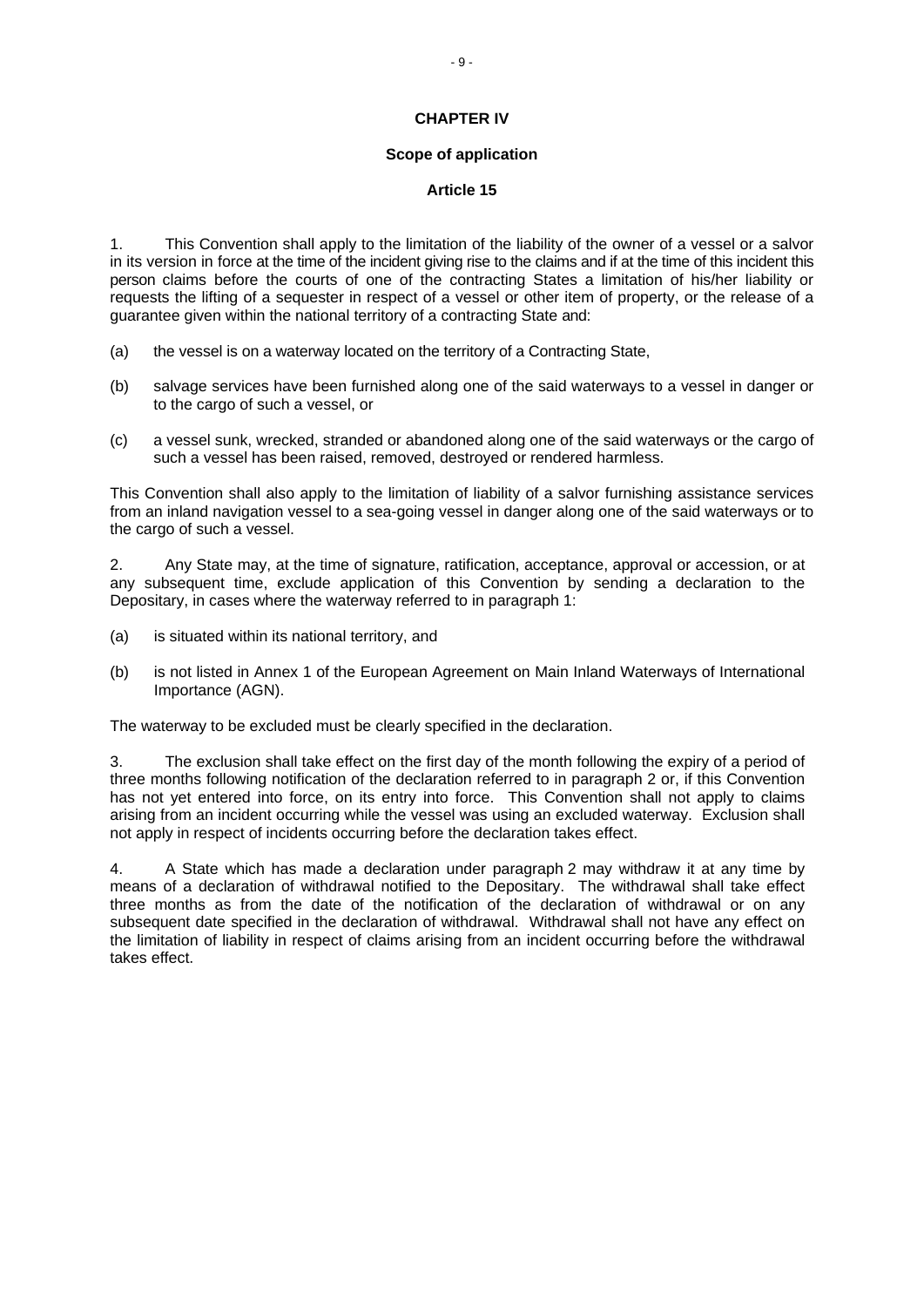## CHAPTER IV

### Scope of application

### Article 15

1. This Convention shall apply to the limitation of the liability of the owner of a vessel or a salvor in its version in force at the time of the incident giving rise to the claims and if at the time of this incident this person claims before the courts of one of the contracting States a limitation of his/her liability or requests the lifting of a sequester in respect of a vessel or other item of property, or the release of a guarantee given within the national territory of a contracting State and:

(a) the vessel is on a waterway located on the territory of a Contracting State,

(b) salvage services have been furnished along one of the said waterways to a vessel in danger or to the cargo of such a vessel, or

(c) a vessel sunk, wrecked, stranded or abandoned along one of the said waterways or the cargo of such a vessel has been raised, removed, destroyed or rendered harmless.

This Convention shall also apply to the limitation of liability of a salvor furnishing assistance services from an inland navigation vessel to a sea-going vessel in danger along one of the said waterways or to the cargo of such a vessel.

2. Any State may, at the time of signature, ratification, acceptance, approval or accession, or at any subsequent time, exclude application of this Convention by sending a declaration to the Depositary, in cases where the waterway referred to in paragraph 1:

(a) is situated within its national territory, and

(b) is not listed in Annex 1 of the European Agreement on Main Inland Waterways of International Importance (AGN).

The waterway to be excluded must be clearly specified in the declaration.

3. The exclusion shall take effect on the first day of the month following the expiry of a period of three months following notification of the declaration referred to in paragraph 2 or, if this Convention has not yet entered into force, on its entry into force. This Convention shall not apply to claims arising from an incident occurring while the vessel was using an excluded waterway. Exclusion shall not apply in respect of incidents occurring before the declaration takes effect.

4. A State which has made a declaration under paragraph 2 may withdraw it at any time by means of a declaration of withdrawal notified to the Depositary. The withdrawal shall take effect three months as from the date of the notification of the declaration of withdrawal or on any subsequent date specified in the declaration of withdrawal. Withdrawal shall not have any effect on the limitation of liability in respect of claims arising from an incident occurring before the withdrawal takes effect.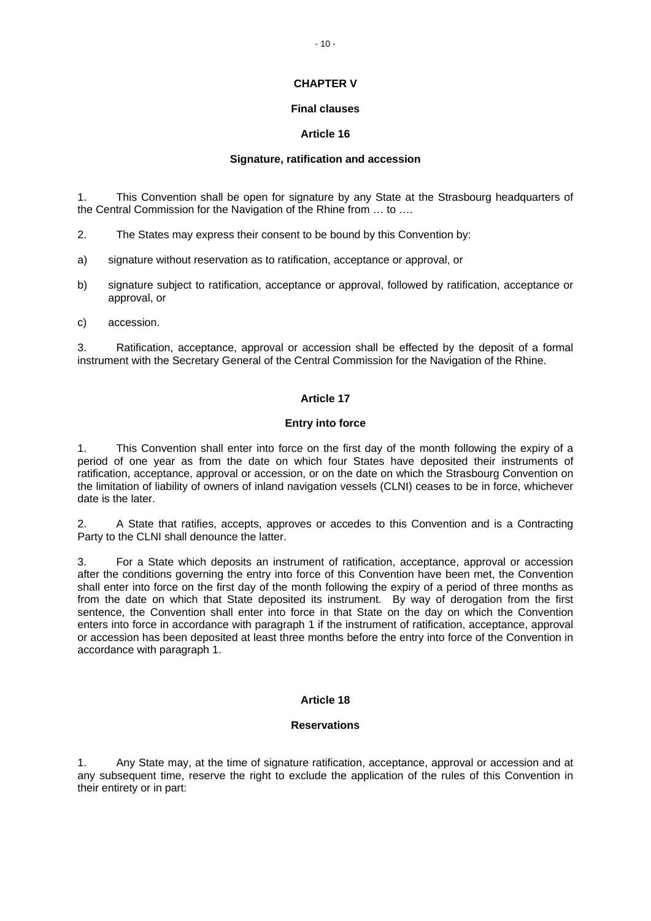## CHAPTER V

### Final clauses

#### Article 16

#### Signature, ratification and accession

1. This Convention shall be open for signature by any State at the Strasbourg headquarters of the Central Commission for the Navigation of the Rhine from … to ….

2. The States may express their consent to be bound by this Convention by:

a) signature without reservation as to ratification, acceptance or approval, or

b) signature subject to ratification, acceptance or approval, followed by ratification, acceptance or approval, or

c) accession.

3. Ratification, acceptance, approval or accession shall be effected by the deposit of a formal instrument with the Secretary General of the Central Commission for the Navigation of the Rhine.

#### Article 17

#### Entry into force

1. This Convention shall enter into force on the first day of the month following the expiry of a period of one year as from the date on which four States have deposited their instruments of ratification, acceptance, approval or accession, or on the date on which the Strasbourg Convention on the limitation of liability of owners of inland navigation vessels (CLNI) ceases to be in force, whichever date is the later.

2. A State that ratifies, accepts, approves or accedes to this Convention and is a Contracting Party to the CLNI shall denounce the latter.

3. For a State which deposits an instrument of ratification, acceptance, approval or accession after the conditions governing the entry into force of this Convention have been met, the Convention shall enter into force on the first day of the month following the expiry of a period of three months as from the date on which that State deposited its instrument. By way of derogation from the first sentence, the Convention shall enter into force in that State on the day on which the Convention enters into force in accordance with paragraph 1 if the instrument of ratification, acceptance, approval or accession has been deposited at least three months before the entry into force of the Convention in accordance with paragraph 1.

#### Article 18

#### Reservations

1. Any State may, at the time of signature ratification, acceptance, approval or accession and at any subsequent time, reserve the right to exclude the application of the rules of this Convention in their entirety or in part: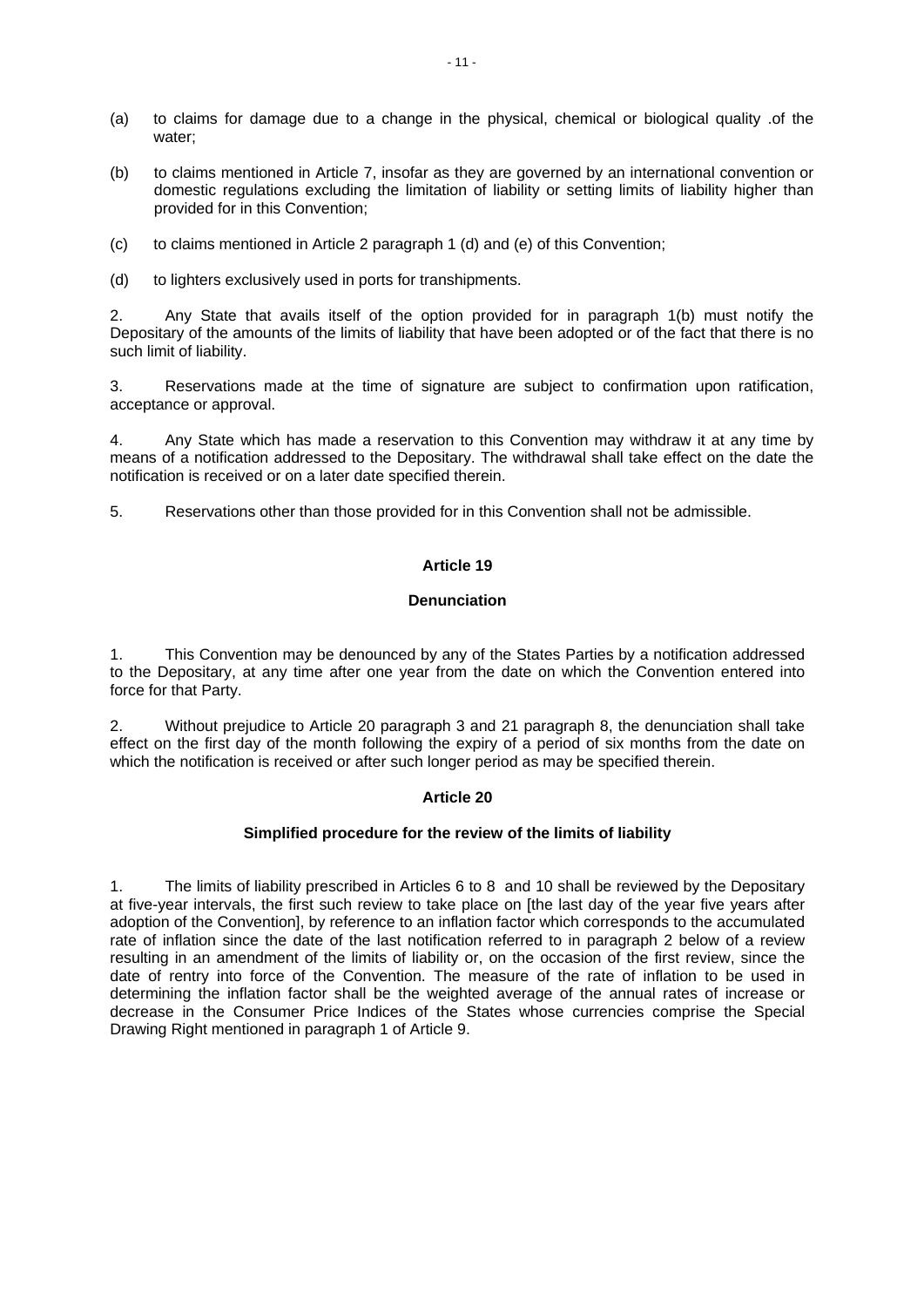(a) to claims for damage due to a change in the physical, chemical or biological quality .of the water;

(b) to claims mentioned in Article 7, insofar as they are governed by an international convention or domestic regulations excluding the limitation of liability or setting limits of liability higher than provided for in this Convention;

(c) to claims mentioned in Article 2 paragraph 1 (d) and (e) of this Convention;

(d) to lighters exclusively used in ports for transhipments.

2. Any State that avails itself of the option provided for in paragraph 1(b) must notify the Depositary of the amounts of the limits of liability that have been adopted or of the fact that there is no such limit of liability.

3. Reservations made at the time of signature are subject to confirmation upon ratification, acceptance or approval.

4. Any State which has made a reservation to this Convention may withdraw it at any time by means of a notification addressed to the Depositary. The withdrawal shall take effect on the date the notification is received or on a later date specified therein.

5. Reservations other than those provided for in this Convention shall not be admissible.

## Article 19

### Denunciation

1. This Convention may be denounced by any of the States Parties by a notification addressed to the Depositary, at any time after one year from the date on which the Convention entered into force for that Party.

2. Without prejudice to Article 20 paragraph 3 and 21 paragraph 8, the denunciation shall take effect on the first day of the month following the expiry of a period of six months from the date on which the notification is received or after such longer period as may be specified therein.

## Article 20

### Simplified procedure for the review of the limits of liability

1. The limits of liability prescribed in Articles 6 to 8 and 10 shall be reviewed by the Depositary at five-year intervals, the first such review to take place on [the last day of the year five years after adoption of the Convention], by reference to an inflation factor which corresponds to the accumulated rate of inflation since the date of the last notification referred to in paragraph 2 below of a review resulting in an amendment of the limits of liability or, on the occasion of the first review, since the date of rentry into force of the Convention. The measure of the rate of inflation to be used in determining the inflation factor shall be the weighted average of the annual rates of increase or decrease in the Consumer Price Indices of the States whose currencies comprise the Special Drawing Right mentioned in paragraph 1 of Article 9.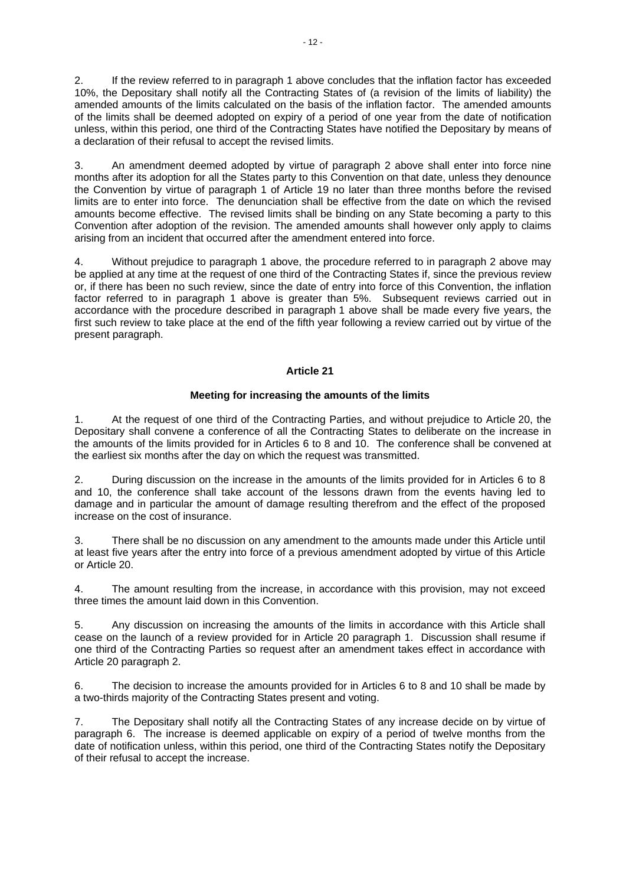2. If the review referred to in paragraph 1 above concludes that the inflation factor has exceeded 10%, the Depositary shall notify all the Contracting States of (a revision of the limits of liability) the amended amounts of the limits calculated on the basis of the inflation factor. The amended amounts of the limits shall be deemed adopted on expiry of a period of one year from the date of notification unless, within this period, one third of the Contracting States have notified the Depositary by means of a declaration of their refusal to accept the revised limits.

3. An amendment deemed adopted by virtue of paragraph 2 above shall enter into force nine months after its adoption for all the States party to this Convention on that date, unless they denounce the Convention by virtue of paragraph 1 of Article 19 no later than three months before the revised limits are to enter into force. The denunciation shall be effective from the date on which the revised amounts become effective. The revised limits shall be binding on any State becoming a party to this Convention after adoption of the revision. The amended amounts shall however only apply to claims arising from an incident that occurred after the amendment entered into force.

4. Without prejudice to paragraph 1 above, the procedure referred to in paragraph 2 above may be applied at any time at the request of one third of the Contracting States if, since the previous review or, if there has been no such review, since the date of entry into force of this Convention, the inflation factor referred to in paragraph 1 above is greater than 5%. Subsequent reviews carried out in accordance with the procedure described in paragraph 1 above shall be made every five years, the first such review to take place at the end of the fifth year following a review carried out by virtue of the present paragraph.

## Article 21

### Meeting for increasing the amounts of the limits

1. At the request of one third of the Contracting Parties, and without prejudice to Article 20, the Depositary shall convene a conference of all the Contracting States to deliberate on the increase in the amounts of the limits provided for in Articles 6 to 8 and 10. The conference shall be convened at the earliest six months after the day on which the request was transmitted.

2. During discussion on the increase in the amounts of the limits provided for in Articles 6 to 8 and 10, the conference shall take account of the lessons drawn from the events having led to damage and in particular the amount of damage resulting therefrom and the effect of the proposed increase on the cost of insurance.

3. There shall be no discussion on any amendment to the amounts made under this Article until at least five years after the entry into force of a previous amendment adopted by virtue of this Article or Article 20.

4. The amount resulting from the increase, in accordance with this provision, may not exceed three times the amount laid down in this Convention.

5. Any discussion on increasing the amounts of the limits in accordance with this Article shall cease on the launch of a review provided for in Article 20 paragraph 1. Discussion shall resume if one third of the Contracting Parties so request after an amendment takes effect in accordance with Article 20 paragraph 2.

6. The decision to increase the amounts provided for in Articles 6 to 8 and 10 shall be made by a two-thirds majority of the Contracting States present and voting.

7. The Depositary shall notify all the Contracting States of any increase decide on by virtue of paragraph 6. The increase is deemed applicable on expiry of a period of twelve months from the date of notification unless, within this period, one third of the Contracting States notify the Depositary of their refusal to accept the increase.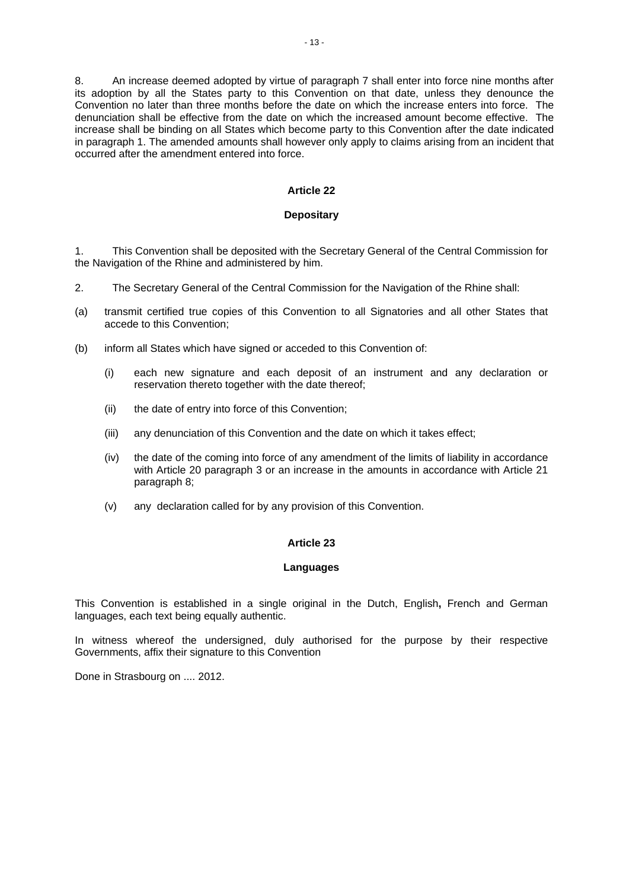8. An increase deemed adopted by virtue of paragraph 7 shall enter into force nine months after its adoption by all the States party to this Convention on that date, unless they denounce the Convention no later than three months before the date on which the increase enters into force. The denunciation shall be effective from the date on which the increased amount become effective. The increase shall be binding on all States which become party to this Convention after the date indicated in paragraph 1. The amended amounts shall however only apply to claims arising from an incident that occurred after the amendment entered into force.

## Article 22

### Depositary

1. This Convention shall be deposited with the Secretary General of the Central Commission for the Navigation of the Rhine and administered by him.

2. The Secretary General of the Central Commission for the Navigation of the Rhine shall:

(a) transmit certified true copies of this Convention to all Signatories and all other States that accede to this Convention;

(b) inform all States which have signed or acceded to this Convention of:

   (i) each new signature and each deposit of an instrument and any declaration or reservation thereto together with the date thereof;

   (ii) the date of entry into force of this Convention;

   (iii) any denunciation of this Convention and the date on which it takes effect;

   (iv) the date of the coming into force of any amendment of the limits of liability in accordance with Article 20 paragraph 3 or an increase in the amounts in accordance with Article 21 paragraph 8;

   (v) any declaration called for by any provision of this Convention.

## Article 23

### Languages

This Convention is established in a single original in the Dutch, English**,** French and German languages, each text being equally authentic.

In witness whereof the undersigned, duly authorised for the purpose by their respective Governments, affix their signature to this Convention

Done in Strasbourg on .... 2012.